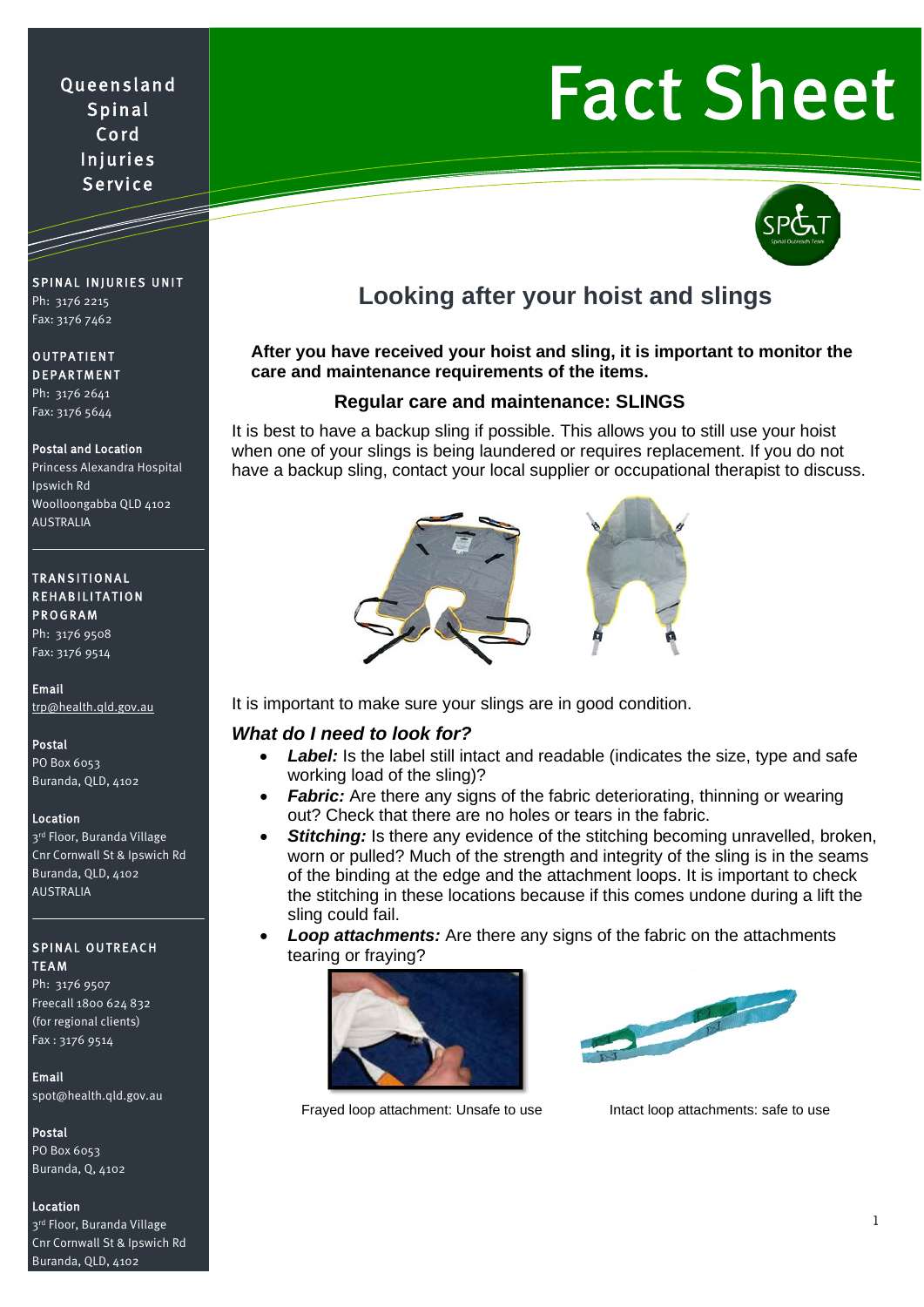Queensland Spinal Cord Injuries Service

# Fact Sheet

**SPINAL INJURIES UNIT**
Ph: 3176 2215
Fax: 3176 7462

**OUTPATIENT DEPARTMENT**
Ph: 3176 2641
Fax: 3176 5644

**Postal and Location**
Princess Alexandra Hospital
Ipswich Rd
Woolloongabba QLD 4102
AUSTRALIA

**TRANSITIONAL REHABILITATION PROGRAM**
Ph: 3176 9508
Fax: 3176 9514

**Email**
trp@health.qld.gov.au

**Postal**
PO Box 6053
Buranda, QLD, 4102

**Location**
3rd Floor, Buranda Village
Cnr Cornwall St & Ipswich Rd
Buranda, QLD, 4102
AUSTRALIA

**SPINAL OUTREACH TEAM**
Ph: 3176 9507
Freecall 1800 624 832
(for regional clients)
Fax : 3176 9514

**Email**
spot@health.qld.gov.au

**Postal**
PO Box 6053
Buranda, Q, 4102

**Location**
3rd Floor, Buranda Village
Cnr Cornwall St & Ipswich Rd
Buranda, QLD, 4102

## Looking after your hoist and slings

**After you have received your hoist and sling, it is important to monitor the care and maintenance requirements of the items.**

### Regular care and maintenance: SLINGS

It is best to have a backup sling if possible. This allows you to still use your hoist when one of your slings is being laundered or requires replacement. If you do not have a backup sling, contact your local supplier or occupational therapist to discuss.

It is important to make sure your slings are in good condition.

### *What do I need to look for?*

- ***Label:*** Is the label still intact and readable (indicates the size, type and safe working load of the sling)?
- ***Fabric:*** Are there any signs of the fabric deteriorating, thinning or wearing out? Check that there are no holes or tears in the fabric.
- ***Stitching:*** Is there any evidence of the stitching becoming unravelled, broken, worn or pulled? Much of the strength and integrity of the sling is in the seams of the binding at the edge and the attachment loops. It is important to check the stitching in these locations because if this comes undone during a lift the sling could fail.
- ***Loop attachments:*** Are there any signs of the fabric on the attachments tearing or fraying?

Frayed loop attachment: Unsafe to use

Intact loop attachments: safe to use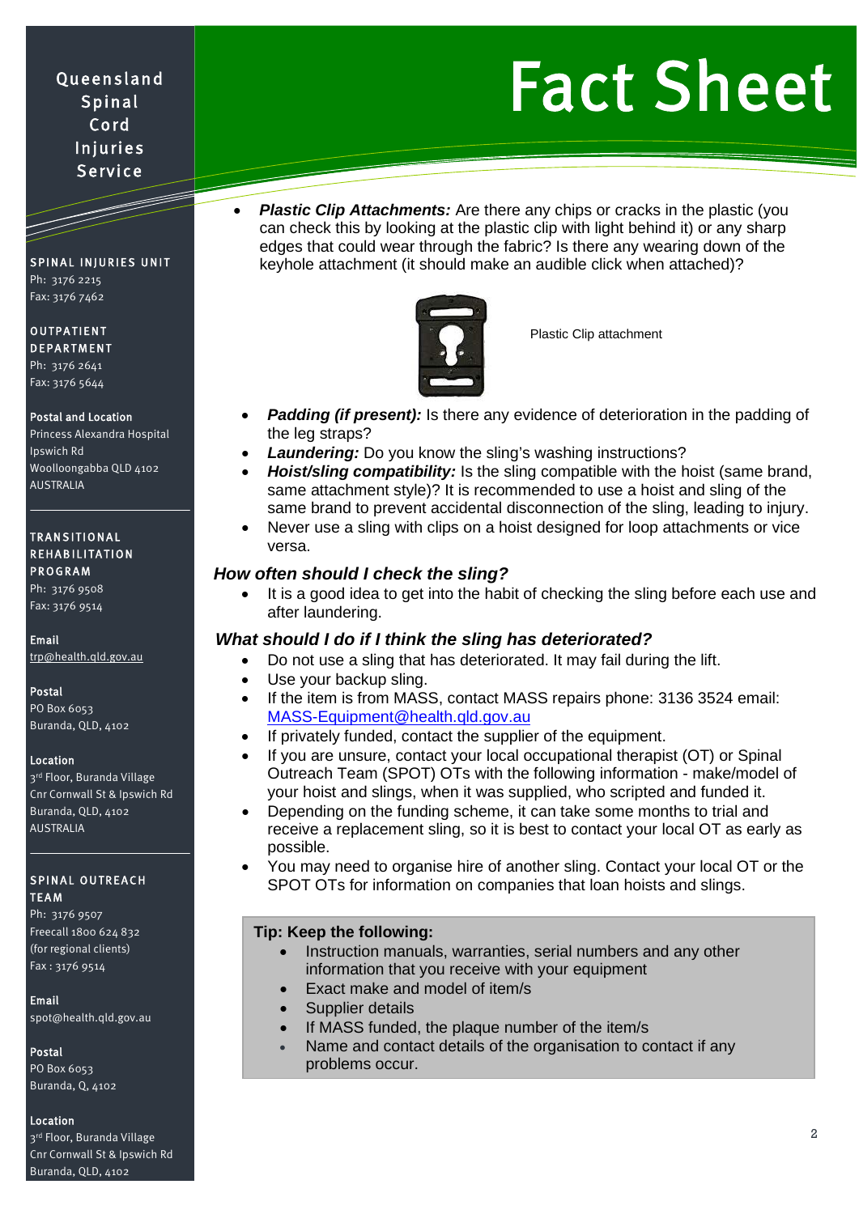Queensland Spinal Cord Injuries Service

# Fact Sheet

**SPINAL INJURIES UNIT**
Ph: 3176 2215
Fax: 3176 7462

**OUTPATIENT DEPARTMENT**
Ph: 3176 2641
Fax: 3176 5644

**Postal and Location**
Princess Alexandra Hospital
Ipswich Rd
Woolloongabba QLD 4102
AUSTRALIA

**TRANSITIONAL REHABILITATION PROGRAM**
Ph: 3176 9508
Fax: 3176 9514

**Email**
trp@health.qld.gov.au

**Postal**
PO Box 6053
Buranda, QLD, 4102

**Location**
3rd Floor, Buranda Village
Cnr Cornwall St & Ipswich Rd
Buranda, QLD, 4102
AUSTRALIA

**SPINAL OUTREACH TEAM**
Ph: 3176 9507
Freecall 1800 624 832
(for regional clients)
Fax : 3176 9514

**Email**
spot@health.qld.gov.au

**Postal**
PO Box 6053
Buranda, Q, 4102

**Location**
3rd Floor, Buranda Village
Cnr Cornwall St & Ipswich Rd
Buranda, QLD, 4102

- ***Plastic Clip Attachments:*** Are there any chips or cracks in the plastic (you can check this by looking at the plastic clip with light behind it) or any sharp edges that could wear through the fabric? Is there any wearing down of the keyhole attachment (it should make an audible click when attached)?

Plastic Clip attachment

- ***Padding (if present):*** Is there any evidence of deterioration in the padding of the leg straps?
- ***Laundering:*** Do you know the sling's washing instructions?
- ***Hoist/sling compatibility:*** Is the sling compatible with the hoist (same brand, same attachment style)? It is recommended to use a hoist and sling of the same brand to prevent accidental disconnection of the sling, leading to injury.
- Never use a sling with clips on a hoist designed for loop attachments or vice versa.

### *How often should I check the sling?*

- It is a good idea to get into the habit of checking the sling before each use and after laundering.

### *What should I do if I think the sling has deteriorated?*

- Do not use a sling that has deteriorated. It may fail during the lift.
- Use your backup sling.
- If the item is from MASS, contact MASS repairs phone: 3136 3524 email: MASS-Equipment@health.qld.gov.au
- If privately funded, contact the supplier of the equipment.
- If you are unsure, contact your local occupational therapist (OT) or Spinal Outreach Team (SPOT) OTs with the following information - make/model of your hoist and slings, when it was supplied, who scripted and funded it.
- Depending on the funding scheme, it can take some months to trial and receive a replacement sling, so it is best to contact your local OT as early as possible.
- You may need to organise hire of another sling. Contact your local OT or the SPOT OTs for information on companies that loan hoists and slings.

**Tip: Keep the following:**

- Instruction manuals, warranties, serial numbers and any other information that you receive with your equipment
- Exact make and model of item/s
- Supplier details
- If MASS funded, the plaque number of the item/s
- Name and contact details of the organisation to contact if any problems occur.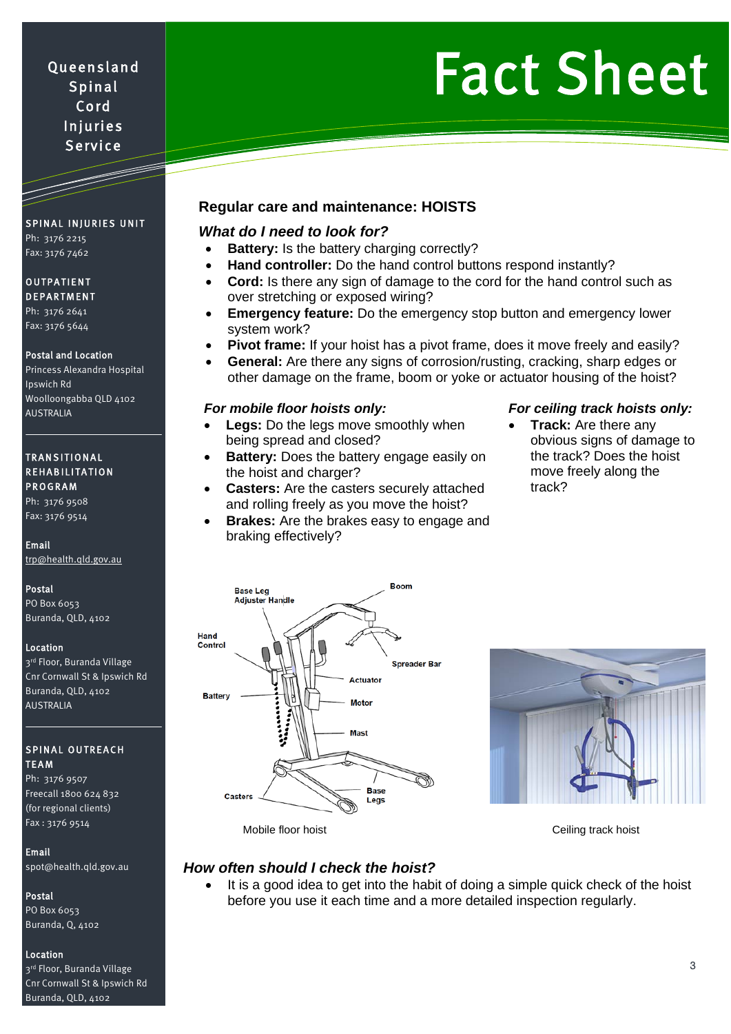Queensland Spinal Cord Injuries Service

# Fact Sheet

**SPINAL INJURIES UNIT**
Ph: 3176 2215
Fax: 3176 7462

**OUTPATIENT DEPARTMENT**
Ph: 3176 2641
Fax: 3176 5644

**Postal and Location**
Princess Alexandra Hospital
Ipswich Rd
Woolloongabba QLD 4102
AUSTRALIA

**TRANSITIONAL REHABILITATION PROGRAM**
Ph: 3176 9508
Fax: 3176 9514

**Email**
trp@health.qld.gov.au

**Postal**
PO Box 6053
Buranda, QLD, 4102

**Location**
3rd Floor, Buranda Village
Cnr Cornwall St & Ipswich Rd
Buranda, QLD, 4102
AUSTRALIA

**SPINAL OUTREACH TEAM**
Ph: 3176 9507
Freecall 1800 624 832
(for regional clients)
Fax : 3176 9514

**Email**
spot@health.qld.gov.au

**Postal**
PO Box 6053
Buranda, Q, 4102

**Location**
3rd Floor, Buranda Village
Cnr Cornwall St & Ipswich Rd
Buranda, QLD, 4102

## Regular care and maintenance: HOISTS

### *What do I need to look for?*

- **Battery:** Is the battery charging correctly?
- **Hand controller:** Do the hand control buttons respond instantly?
- **Cord:** Is there any sign of damage to the cord for the hand control such as over stretching or exposed wiring?
- **Emergency feature:** Do the emergency stop button and emergency lower system work?
- **Pivot frame:** If your hoist has a pivot frame, does it move freely and easily?
- **General:** Are there any signs of corrosion/rusting, cracking, sharp edges or other damage on the frame, boom or yoke or actuator housing of the hoist?

### *For mobile floor hoists only:*

- **Legs:** Do the legs move smoothly when being spread and closed?
- **Battery:** Does the battery engage easily on the hoist and charger?
- **Casters:** Are the casters securely attached and rolling freely as you move the hoist?
- **Brakes:** Are the brakes easy to engage and braking effectively?

### *For ceiling track hoists only:*

- **Track:** Are there any obvious signs of damage to the track? Does the hoist move freely along the track?

Mobile floor hoist

Ceiling track hoist

### *How often should I check the hoist?*

- It is a good idea to get into the habit of doing a simple quick check of the hoist before you use it each time and a more detailed inspection regularly.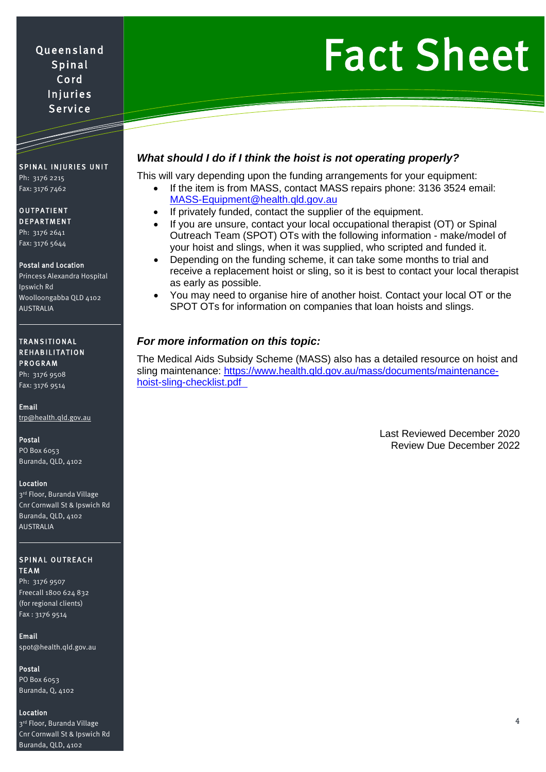Queensland Spinal Cord Injuries Service

# Fact Sheet

**SPINAL INJURIES UNIT**
Ph: 3176 2215
Fax: 3176 7462

**OUTPATIENT DEPARTMENT**
Ph: 3176 2641
Fax: 3176 5644

**Postal and Location**
Princess Alexandra Hospital
Ipswich Rd
Woolloongabba QLD 4102
AUSTRALIA

**TRANSITIONAL REHABILITATION PROGRAM**
Ph: 3176 9508
Fax: 3176 9514

**Email**
trp@health.qld.gov.au

**Postal**
PO Box 6053
Buranda, QLD, 4102

**Location**
3rd Floor, Buranda Village
Cnr Cornwall St & Ipswich Rd
Buranda, QLD, 4102
AUSTRALIA

**SPINAL OUTREACH TEAM**
Ph: 3176 9507
Freecall 1800 624 832
(for regional clients)
Fax : 3176 9514

**Email**
spot@health.qld.gov.au

**Postal**
PO Box 6053
Buranda, Q, 4102

**Location**
3rd Floor, Buranda Village
Cnr Cornwall St & Ipswich Rd
Buranda, QLD, 4102

### *What should I do if I think the hoist is not operating properly?*

This will vary depending upon the funding arrangements for your equipment:

- If the item is from MASS, contact MASS repairs phone: 3136 3524 email: MASS-Equipment@health.qld.gov.au
- If privately funded, contact the supplier of the equipment.
- If you are unsure, contact your local occupational therapist (OT) or Spinal Outreach Team (SPOT) OTs with the following information - make/model of your hoist and slings, when it was supplied, who scripted and funded it.
- Depending on the funding scheme, it can take some months to trial and receive a replacement hoist or sling, so it is best to contact your local therapist as early as possible.
- You may need to organise hire of another hoist. Contact your local OT or the SPOT OTs for information on companies that loan hoists and slings.

### *For more information on this topic:*

The Medical Aids Subsidy Scheme (MASS) also has a detailed resource on hoist and sling maintenance: https://www.health.qld.gov.au/mass/documents/maintenance-hoist-sling-checklist.pdf

Last Reviewed December 2020
Review Due December 2022